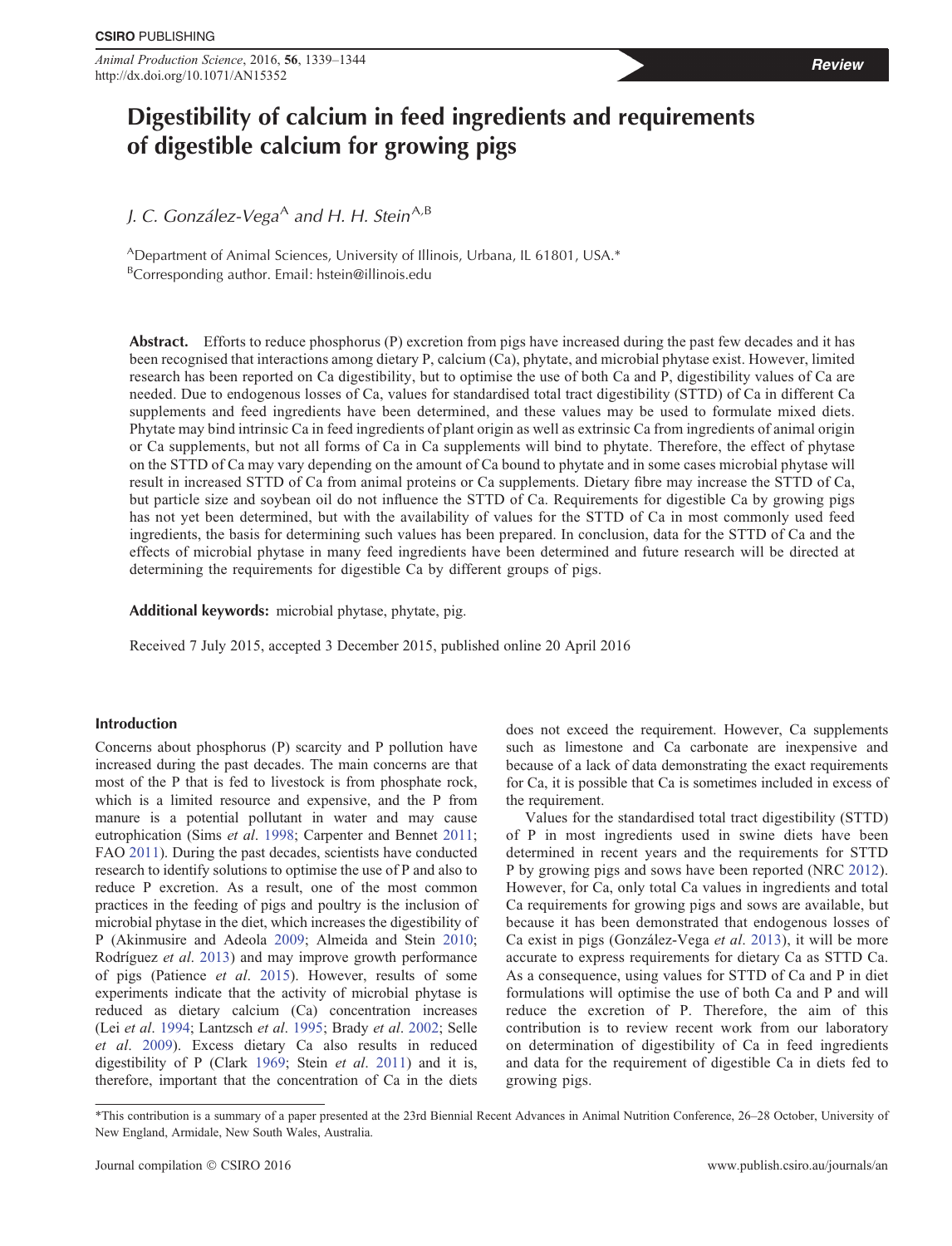Review

# Digestibility of calcium in feed ingredients and requirements of digestible calcium for growing pigs

*J. C. González-Vega*[A] *and H. H. Stein*[A,B]

[A]Department of Animal Sciences, University of Illinois, Urbana, IL 61801, USA.*
[B]Corresponding author. Email: hstein@illinois.edu

**Abstract.** Efforts to reduce phosphorus (P) excretion from pigs have increased during the past few decades and it has been recognised that interactions among dietary P, calcium (Ca), phytate, and microbial phytase exist. However, limited research has been reported on Ca digestibility, but to optimise the use of both Ca and P, digestibility values of Ca are needed. Due to endogenous losses of Ca, values for standardised total tract digestibility (STTD) of Ca in different Ca supplements and feed ingredients have been determined, and these values may be used to formulate mixed diets. Phytate may bind intrinsic Ca in feed ingredients of plant origin as well as extrinsic Ca from ingredients of animal origin or Ca supplements, but not all forms of Ca in Ca supplements will bind to phytate. Therefore, the effect of phytase on the STTD of Ca may vary depending on the amount of Ca bound to phytate and in some cases microbial phytase will result in increased STTD of Ca from animal proteins or Ca supplements. Dietary fibre may increase the STTD of Ca, but particle size and soybean oil do not influence the STTD of Ca. Requirements for digestible Ca by growing pigs has not yet been determined, but with the availability of values for the STTD of Ca in most commonly used feed ingredients, the basis for determining such values has been prepared. In conclusion, data for the STTD of Ca and the effects of microbial phytase in many feed ingredients have been determined and future research will be directed at determining the requirements for digestible Ca by different groups of pigs.

**Additional keywords:** microbial phytase, phytate, pig.

Received 7 July 2015, accepted 3 December 2015, published online 20 April 2016

## Introduction

Concerns about phosphorus (P) scarcity and P pollution have increased during the past decades. The main concerns are that most of the P that is fed to livestock is from phosphate rock, which is a limited resource and expensive, and the P from manure is a potential pollutant in water and may cause eutrophication (Sims *et al*. 1998; Carpenter and Bennet 2011; FAO 2011). During the past decades, scientists have conducted research to identify solutions to optimise the use of P and also to reduce P excretion. As a result, one of the most common practices in the feeding of pigs and poultry is the inclusion of microbial phytase in the diet, which increases the digestibility of P (Akinmusire and Adeola 2009; Almeida and Stein 2010; Rodríguez *et al*. 2013) and may improve growth performance of pigs (Patience *et al*. 2015). However, results of some experiments indicate that the activity of microbial phytase is reduced as dietary calcium (Ca) concentration increases (Lei *et al*. 1994; Lantzsch *et al*. 1995; Brady *et al*. 2002; Selle *et al*. 2009). Excess dietary Ca also results in reduced digestibility of P (Clark 1969; Stein *et al*. 2011) and it is, therefore, important that the concentration of Ca in the diets does not exceed the requirement. However, Ca supplements such as limestone and Ca carbonate are inexpensive and because of a lack of data demonstrating the exact requirements for Ca, it is possible that Ca is sometimes included in excess of the requirement.

Values for the standardised total tract digestibility (STTD) of P in most ingredients used in swine diets have been determined in recent years and the requirements for STTD P by growing pigs and sows have been reported (NRC 2012). However, for Ca, only total Ca values in ingredients and total Ca requirements for growing pigs and sows are available, but because it has been demonstrated that endogenous losses of Ca exist in pigs (González-Vega *et al*. 2013), it will be more accurate to express requirements for dietary Ca as STTD Ca. As a consequence, using values for STTD of Ca and P in diet formulations will optimise the use of both Ca and P and will reduce the excretion of P. Therefore, the aim of this contribution is to review recent work from our laboratory on determination of digestibility of Ca in feed ingredients and data for the requirement of digestible Ca in diets fed to growing pigs.

*This contribution is a summary of a paper presented at the 23rd Biennial Recent Advances in Animal Nutrition Conference, 26–28 October, University of New England, Armidale, New South Wales, Australia.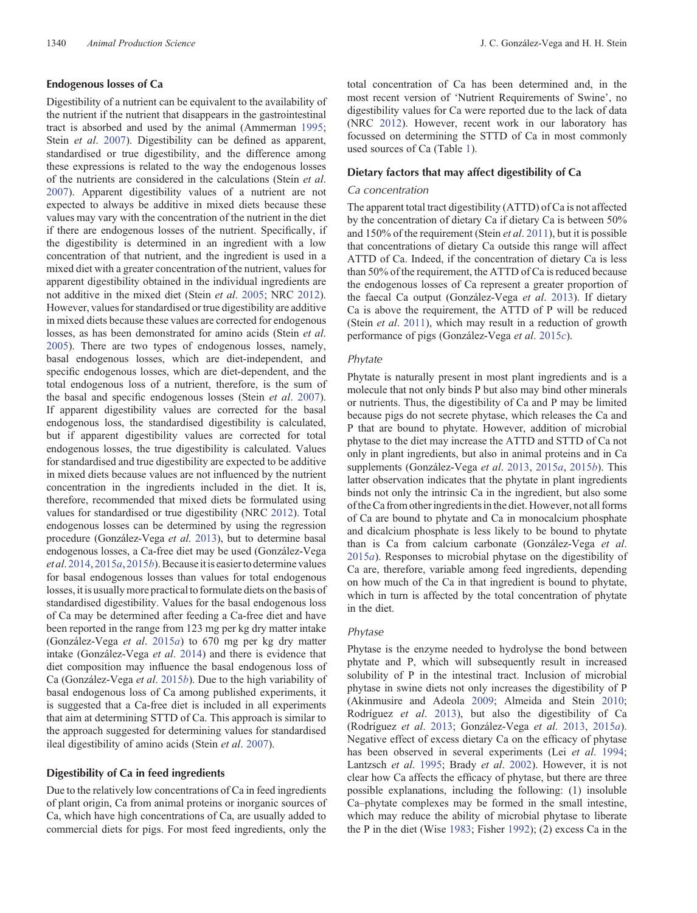## Endogenous losses of Ca

Digestibility of a nutrient can be equivalent to the availability of the nutrient if the nutrient that disappears in the gastrointestinal tract is absorbed and used by the animal (Ammerman 1995; Stein *et al*. 2007). Digestibility can be defined as apparent, standardised or true digestibility, and the difference among these expressions is related to the way the endogenous losses of the nutrients are considered in the calculations (Stein *et al*. 2007). Apparent digestibility values of a nutrient are not expected to always be additive in mixed diets because these values may vary with the concentration of the nutrient in the diet if there are endogenous losses of the nutrient. Specifically, if the digestibility is determined in an ingredient with a low concentration of that nutrient, and the ingredient is used in a mixed diet with a greater concentration of the nutrient, values for apparent digestibility obtained in the individual ingredients are not additive in the mixed diet (Stein *et al*. 2005; NRC 2012). However, values for standardised or true digestibility are additive in mixed diets because these values are corrected for endogenous losses, as has been demonstrated for amino acids (Stein *et al*. 2005). There are two types of endogenous losses, namely, basal endogenous losses, which are diet-independent, and specific endogenous losses, which are diet-dependent, and the total endogenous loss of a nutrient, therefore, is the sum of the basal and specific endogenous losses (Stein *et al*. 2007). If apparent digestibility values are corrected for the basal endogenous loss, the standardised digestibility is calculated, but if apparent digestibility values are corrected for total endogenous losses, the true digestibility is calculated. Values for standardised and true digestibility are expected to be additive in mixed diets because values are not influenced by the nutrient concentration in the ingredients included in the diet. It is, therefore, recommended that mixed diets be formulated using values for standardised or true digestibility (NRC 2012). Total endogenous losses can be determined by using the regression procedure (González-Vega *et al*. 2013), but to determine basal endogenous losses, a Ca-free diet may be used (González-Vega *et al*. 2014, 2015*a*, 2015*b*). Because it is easier to determine values for basal endogenous losses than values for total endogenous losses, it is usually more practical to formulate diets on the basis of standardised digestibility. Values for the basal endogenous loss of Ca may be determined after feeding a Ca-free diet and have been reported in the range from 123 mg per kg dry matter intake (González-Vega *et al*. 2015*a*) to 670 mg per kg dry matter intake (González-Vega *et al*. 2014) and there is evidence that diet composition may influence the basal endogenous loss of Ca (González-Vega *et al*. 2015*b*). Due to the high variability of basal endogenous loss of Ca among published experiments, it is suggested that a Ca-free diet is included in all experiments that aim at determining STTD of Ca. This approach is similar to the approach suggested for determining values for standardised ileal digestibility of amino acids (Stein *et al*. 2007).

## Digestibility of Ca in feed ingredients

Due to the relatively low concentrations of Ca in feed ingredients of plant origin, Ca from animal proteins or inorganic sources of Ca, which have high concentrations of Ca, are usually added to commercial diets for pigs. For most feed ingredients, only the total concentration of Ca has been determined and, in the most recent version of 'Nutrient Requirements of Swine', no digestibility values for Ca were reported due to the lack of data (NRC 2012). However, recent work in our laboratory has focussed on determining the STTD of Ca in most commonly used sources of Ca (Table 1).

## Dietary factors that may affect digestibility of Ca

### Ca concentration

The apparent total tract digestibility (ATTD) of Ca is not affected by the concentration of dietary Ca if dietary Ca is between 50% and 150% of the requirement (Stein *et al*. 2011), but it is possible that concentrations of dietary Ca outside this range will affect ATTD of Ca. Indeed, if the concentration of dietary Ca is less than 50% of the requirement, the ATTD of Ca is reduced because the endogenous losses of Ca represent a greater proportion of the faecal Ca output (González-Vega *et al*. 2013). If dietary Ca is above the requirement, the ATTD of P will be reduced (Stein *et al*. 2011), which may result in a reduction of growth performance of pigs (González-Vega *et al*. 2015*c*).

### Phytate

Phytate is naturally present in most plant ingredients and is a molecule that not only binds P but also may bind other minerals or nutrients. Thus, the digestibility of Ca and P may be limited because pigs do not secrete phytase, which releases the Ca and P that are bound to phytate. However, addition of microbial phytase to the diet may increase the ATTD and STTD of Ca not only in plant ingredients, but also in animal proteins and in Ca supplements (González-Vega *et al*. 2013, 2015*a*, 2015*b*). This latter observation indicates that the phytate in plant ingredients binds not only the intrinsic Ca in the ingredient, but also some of the Ca from other ingredients in the diet. However, not all forms of Ca are bound to phytate and Ca in monocalcium phosphate and dicalcium phosphate is less likely to be bound to phytate than is Ca from calcium carbonate (González-Vega *et al*. 2015*a*). Responses to microbial phytase on the digestibility of Ca are, therefore, variable among feed ingredients, depending on how much of the Ca in that ingredient is bound to phytate, which in turn is affected by the total concentration of phytate in the diet.

### Phytase

Phytase is the enzyme needed to hydrolyse the bond between phytate and P, which will subsequently result in increased solubility of P in the intestinal tract. Inclusion of microbial phytase in swine diets not only increases the digestibility of P (Akinmusire and Adeola 2009; Almeida and Stein 2010; Rodríguez *et al*. 2013), but also the digestibility of Ca (Rodríguez *et al*. 2013; González-Vega *et al*. 2013, 2015*a*). Negative effect of excess dietary Ca on the efficacy of phytase has been observed in several experiments (Lei *et al*. 1994; Lantzsch *et al*. 1995; Brady *et al*. 2002). However, it is not clear how Ca affects the efficacy of phytase, but there are three possible explanations, including the following: (1) insoluble Ca–phytate complexes may be formed in the small intestine, which may reduce the ability of microbial phytase to liberate the P in the diet (Wise 1983; Fisher 1992); (2) excess Ca in the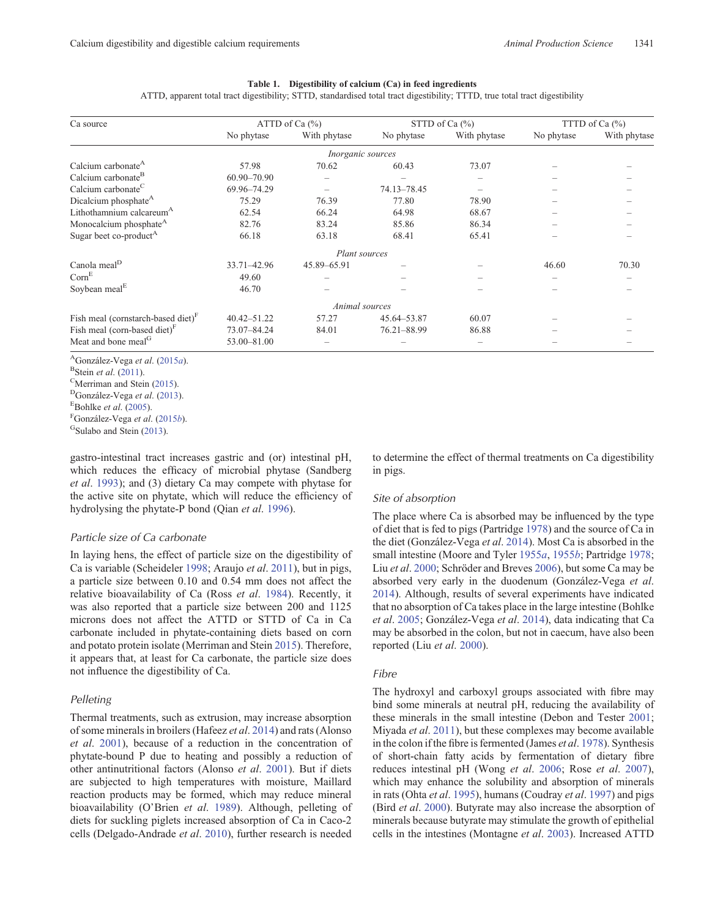**Table 1. Digestibility of calcium (Ca) in feed ingredients**

ATTD, apparent total tract digestibility; STTD, standardised total tract digestibility; TTTD, true total tract digestibility

| Ca source | ATTD of Ca (%) | | STTD of Ca (%) | | TTTD of Ca (%) | |
|---|---|---|---|---|---|---|
| | No phytase | With phytase | No phytase | With phytase | No phytase | With phytase |
| *Inorganic sources* | | | | | | |
| Calcium carbonate[A] | 57.98 | 70.62 | 60.43 | 73.07 | – | – |
| Calcium carbonate[B] | 60.90–70.90 | – | – | – | – | – |
| Calcium carbonate[C] | 69.96–74.29 | – | 74.13–78.45 | – | – | – |
| Dicalcium phosphate[A] | 75.29 | 76.39 | 77.80 | 78.90 | – | – |
| Lithothamnium calcareum[A] | 62.54 | 66.24 | 64.98 | 68.67 | – | – |
| Monocalcium phosphate[A] | 82.76 | 83.24 | 85.86 | 86.34 | – | – |
| Sugar beet co-product[A] | 66.18 | 63.18 | 68.41 | 65.41 | – | – |
| *Plant sources* | | | | | | |
| Canola meal[D] | 33.71–42.96 | 45.89–65.91 | – | – | 46.60 | 70.30 |
| Corn[E] | 49.60 | – | – | – | – | – |
| Soybean meal[E] | 46.70 | – | – | – | – | – |
| *Animal sources* | | | | | | |
| Fish meal (cornstarch-based diet)[F] | 40.42–51.22 | 57.27 | 45.64–53.87 | 60.07 | – | – |
| Fish meal (corn-based diet)[F] | 73.07–84.24 | 84.01 | 76.21–88.99 | 86.88 | – | – |
| Meat and bone meal[G] | 53.00–81.00 | – | – | – | – | – |

[A]González-Vega *et al*. (2015*a*).
[B]Stein *et al*. (2011).
[C]Merriman and Stein (2015).
[D]González-Vega *et al*. (2013).
[E]Bohlke *et al*. (2005).
[F]González-Vega *et al*. (2015*b*).
[G]Sulabo and Stein (2013).

gastro-intestinal tract increases gastric and (or) intestinal pH, which reduces the efficacy of microbial phytase (Sandberg *et al*. 1993); and (3) dietary Ca may compete with phytase for the active site on phytate, which will reduce the efficiency of hydrolysing the phytate-P bond (Qian *et al*. 1996).

### Particle size of Ca carbonate

In laying hens, the effect of particle size on the digestibility of Ca is variable (Scheideler 1998; Araujo *et al*. 2011), but in pigs, a particle size between 0.10 and 0.54 mm does not affect the relative bioavailability of Ca (Ross *et al*. 1984). Recently, it was also reported that a particle size between 200 and 1125 microns does not affect the ATTD or STTD of Ca in Ca carbonate included in phytate-containing diets based on corn and potato protein isolate (Merriman and Stein 2015). Therefore, it appears that, at least for Ca carbonate, the particle size does not influence the digestibility of Ca.

### Pelleting

Thermal treatments, such as extrusion, may increase absorption of some minerals in broilers (Hafeez *et al*. 2014) and rats (Alonso *et al*. 2001), because of a reduction in the concentration of phytate-bound P due to heating and possibly a reduction of other antinutritional factors (Alonso *et al*. 2001). But if diets are subjected to high temperatures with moisture, Maillard reaction products may be formed, which may reduce mineral bioavailability (O'Brien *et al*. 1989). Although, pelleting of diets for suckling piglets increased absorption of Ca in Caco-2 cells (Delgado-Andrade *et al*. 2010), further research is needed to determine the effect of thermal treatments on Ca digestibility in pigs.

### Site of absorption

The place where Ca is absorbed may be influenced by the type of diet that is fed to pigs (Partridge 1978) and the source of Ca in the diet (González-Vega *et al*. 2014). Most Ca is absorbed in the small intestine (Moore and Tyler 1955*a*, 1955*b*; Partridge 1978; Liu *et al*. 2000; Schröder and Breves 2006), but some Ca may be absorbed very early in the duodenum (González-Vega *et al*. 2014). Although, results of several experiments have indicated that no absorption of Ca takes place in the large intestine (Bohlke *et al*. 2005; González-Vega *et al*. 2014), data indicating that Ca may be absorbed in the colon, but not in caecum, have also been reported (Liu *et al*. 2000).

### Fibre

The hydroxyl and carboxyl groups associated with fibre may bind some minerals at neutral pH, reducing the availability of these minerals in the small intestine (Debon and Tester 2001; Miyada *et al*. 2011), but these complexes may become available in the colon if the fibre is fermented (James *et al*. 1978). Synthesis of short-chain fatty acids by fermentation of dietary fibre reduces intestinal pH (Wong *et al*. 2006; Rose *et al*. 2007), which may enhance the solubility and absorption of minerals in rats (Ohta *et al*. 1995), humans (Coudray *et al*. 1997) and pigs (Bird *et al*. 2000). Butyrate may also increase the absorption of minerals because butyrate may stimulate the growth of epithelial cells in the intestines (Montagne *et al*. 2003). Increased ATTD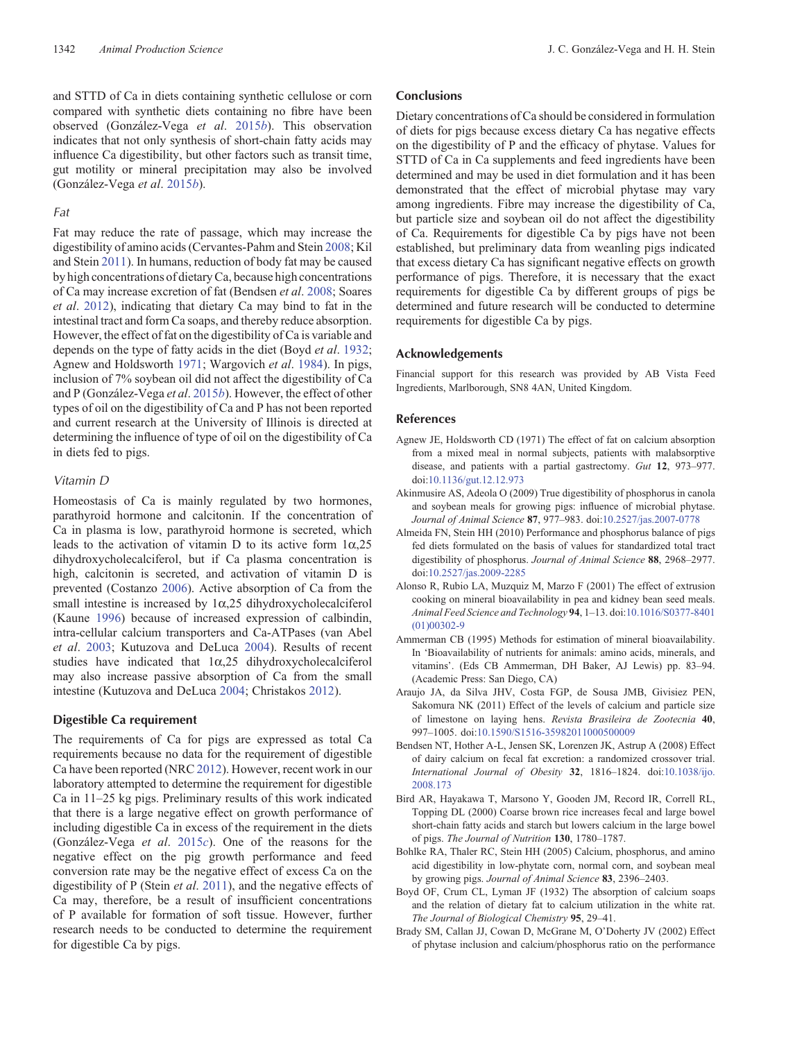and STTD of Ca in diets containing synthetic cellulose or corn compared with synthetic diets containing no fibre have been observed (González-Vega *et al*. 2015*b*). This observation indicates that not only synthesis of short-chain fatty acids may influence Ca digestibility, but other factors such as transit time, gut motility or mineral precipitation may also be involved (González-Vega *et al*. 2015*b*).

### *Fat*

Fat may reduce the rate of passage, which may increase the digestibility of amino acids (Cervantes-Pahm and Stein 2008; Kil and Stein 2011). In humans, reduction of body fat may be caused by high concentrations of dietary Ca, because high concentrations of Ca may increase excretion of fat (Bendsen *et al*. 2008; Soares *et al*. 2012), indicating that dietary Ca may bind to fat in the intestinal tract and form Ca soaps, and thereby reduce absorption. However, the effect of fat on the digestibility of Ca is variable and depends on the type of fatty acids in the diet (Boyd *et al*. 1932; Agnew and Holdsworth 1971; Wargovich *et al*. 1984). In pigs, inclusion of 7% soybean oil did not affect the digestibility of Ca and P (González-Vega *et al*. 2015*b*). However, the effect of other types of oil on the digestibility of Ca and P has not been reported and current research at the University of Illinois is directed at determining the influence of type of oil on the digestibility of Ca in diets fed to pigs.

### *Vitamin D*

Homeostasis of Ca is mainly regulated by two hormones, parathyroid hormone and calcitonin. If the concentration of Ca in plasma is low, parathyroid hormone is secreted, which leads to the activation of vitamin D to its active form $1\alpha$,25 dihydroxycholecalciferol, but if Ca plasma concentration is high, calcitonin is secreted, and activation of vitamin D is prevented (Costanzo 2006). Active absorption of Ca from the small intestine is increased by $1\alpha$,25 dihydroxycholecalciferol (Kaune 1996) because of increased expression of calbindin, intra-cellular calcium transporters and Ca-ATPases (van Abel *et al*. 2003; Kutuzova and DeLuca 2004). Results of recent studies have indicated that $1\alpha$,25 dihydroxycholecalciferol may also increase passive absorption of Ca from the small intestine (Kutuzova and DeLuca 2004; Christakos 2012).

## Digestible Ca requirement

The requirements of Ca for pigs are expressed as total Ca requirements because no data for the requirement of digestible Ca have been reported (NRC 2012). However, recent work in our laboratory attempted to determine the requirement for digestible Ca in 11–25 kg pigs. Preliminary results of this work indicated that there is a large negative effect on growth performance of including digestible Ca in excess of the requirement in the diets (González-Vega *et al*. 2015*c*). One of the reasons for the negative effect on the pig growth performance and feed conversion rate may be the negative effect of excess Ca on the digestibility of P (Stein *et al*. 2011), and the negative effects of Ca may, therefore, be a result of insufficient concentrations of P available for formation of soft tissue. However, further research needs to be conducted to determine the requirement for digestible Ca by pigs.

## Conclusions

Dietary concentrations of Ca should be considered in formulation of diets for pigs because excess dietary Ca has negative effects on the digestibility of P and the efficacy of phytase. Values for STTD of Ca in Ca supplements and feed ingredients have been determined and may be used in diet formulation and it has been demonstrated that the effect of microbial phytase may vary among ingredients. Fibre may increase the digestibility of Ca, but particle size and soybean oil do not affect the digestibility of Ca. Requirements for digestible Ca by pigs have not been established, but preliminary data from weanling pigs indicated that excess dietary Ca has significant negative effects on growth performance of pigs. Therefore, it is necessary that the exact requirements for digestible Ca by different groups of pigs be determined and future research will be conducted to determine requirements for digestible Ca by pigs.

## Acknowledgements

Financial support for this research was provided by AB Vista Feed Ingredients, Marlborough, SN8 4AN, United Kingdom.

## References

Agnew JE, Holdsworth CD (1971) The effect of fat on calcium absorption from a mixed meal in normal subjects, patients with malabsorptive disease, and patients with a partial gastrectomy. *Gut* **12**, 973–977. doi:10.1136/gut.12.12.973

Akinmusire AS, Adeola O (2009) True digestibility of phosphorus in canola and soybean meals for growing pigs: influence of microbial phytase. *Journal of Animal Science* **87**, 977–983. doi:10.2527/jas.2007-0778

Almeida FN, Stein HH (2010) Performance and phosphorus balance of pigs fed diets formulated on the basis of values for standardized total tract digestibility of phosphorus. *Journal of Animal Science* **88**, 2968–2977. doi:10.2527/jas.2009-2285

Alonso R, Rubio LA, Muzquiz M, Marzo F (2001) The effect of extrusion cooking on mineral bioavailability in pea and kidney bean seed meals. *Animal Feed Science and Technology* **94**, 1–13. doi:10.1016/S0377-8401(01)00302-9

Ammerman CB (1995) Methods for estimation of mineral bioavailability. In 'Bioavailability of nutrients for animals: amino acids, minerals, and vitamins'. (Eds CB Ammerman, DH Baker, AJ Lewis) pp. 83–94. (Academic Press: San Diego, CA)

Araujo JA, da Silva JHV, Costa FGP, de Sousa JMB, Givisiez PEN, Sakomura NK (2011) Effect of the levels of calcium and particle size of limestone on laying hens. *Revista Brasileira de Zootecnia* **40**, 997–1005. doi:10.1590/S1516-35982011000500009

Bendsen NT, Hother A-L, Jensen SK, Lorenzen JK, Astrup A (2008) Effect of dairy calcium on fecal fat excretion: a randomized crossover trial. *International Journal of Obesity* **32**, 1816–1824. doi:10.1038/ijo.2008.173

Bird AR, Hayakawa T, Marsono Y, Gooden JM, Record IR, Correll RL, Topping DL (2000) Coarse brown rice increases fecal and large bowel short-chain fatty acids and starch but lowers calcium in the large bowel of pigs. *The Journal of Nutrition* **130**, 1780–1787.

Bohlke RA, Thaler RC, Stein HH (2005) Calcium, phosphorus, and amino acid digestibility in low-phytate corn, normal corn, and soybean meal by growing pigs. *Journal of Animal Science* **83**, 2396–2403.

Boyd OF, Crum CL, Lyman JF (1932) The absorption of calcium soaps and the relation of dietary fat to calcium utilization in the white rat. *The Journal of Biological Chemistry* **95**, 29–41.

Brady SM, Callan JJ, Cowan D, McGrane M, O'Doherty JV (2002) Effect of phytase inclusion and calcium/phosphorus ratio on the performance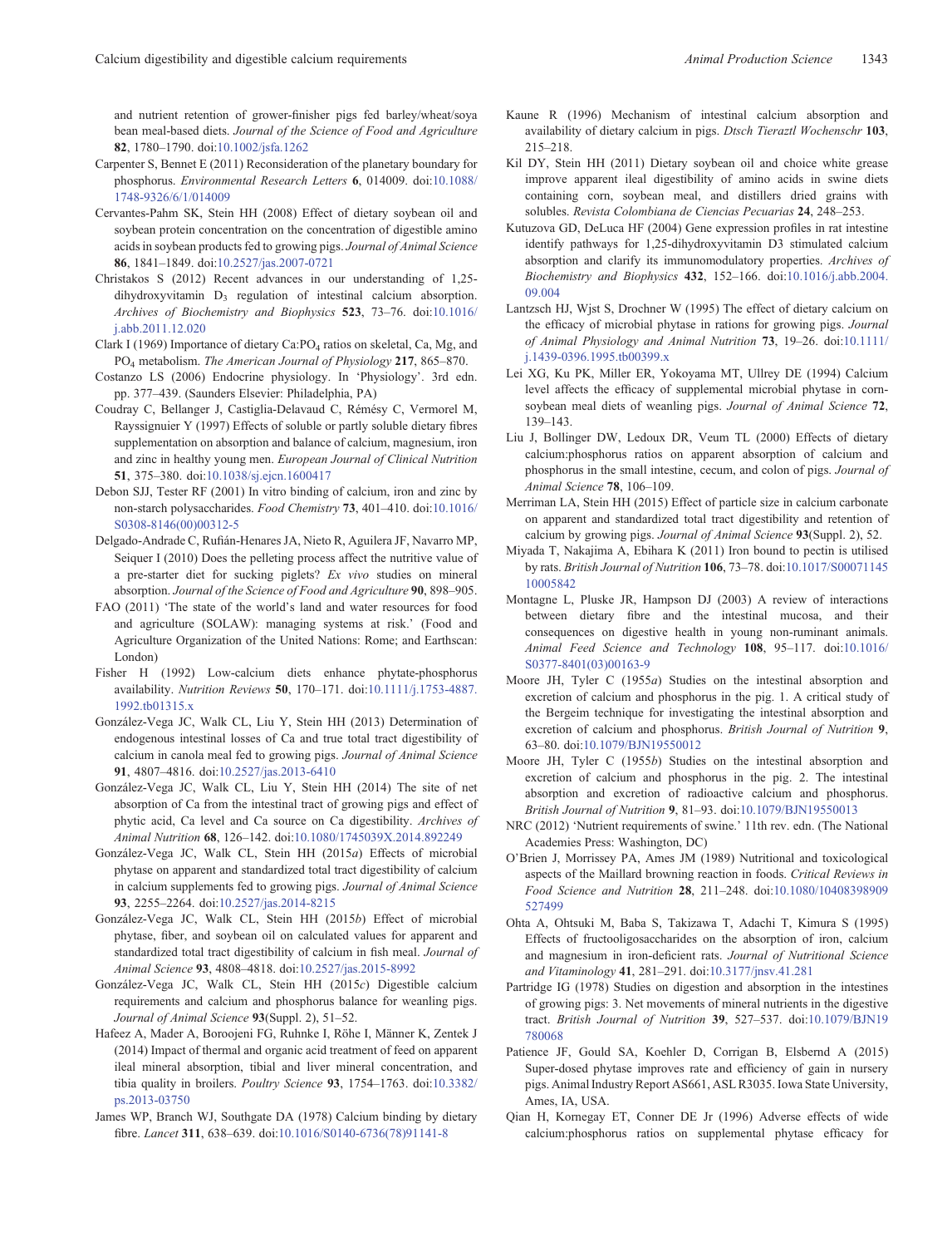and nutrient retention of grower-finisher pigs fed barley/wheat/soya bean meal-based diets. *Journal of the Science of Food and Agriculture* **82**, 1780–1790. doi:10.1002/jsfa.1262

Carpenter S, Bennet E (2011) Reconsideration of the planetary boundary for phosphorus. *Environmental Research Letters* **6**, 014009. doi:10.1088/1748-9326/6/1/014009

Cervantes-Pahm SK, Stein HH (2008) Effect of dietary soybean oil and soybean protein concentration on the concentration of digestible amino acids in soybean products fed to growing pigs. *Journal of Animal Science* **86**, 1841–1849. doi:10.2527/jas.2007-0721

Christakos S (2012) Recent advances in our understanding of 1,25-dihydroxyvitamin $D_3$ regulation of intestinal calcium absorption. *Archives of Biochemistry and Biophysics* **523**, 73–76. doi:10.1016/j.abb.2011.12.020

Clark I (1969) Importance of dietary Ca:$PO_4$ ratios on skeletal, Ca, Mg, and $PO_4$ metabolism. *The American Journal of Physiology* **217**, 865–870.

Costanzo LS (2006) Endocrine physiology. In 'Physiology'. 3rd edn. pp. 377–439. (Saunders Elsevier: Philadelphia, PA)

Coudray C, Bellanger J, Castiglia-Delavaud C, Rémésy C, Vermorel M, Rayssignuier Y (1997) Effects of soluble or partly soluble dietary fibres supplementation on absorption and balance of calcium, magnesium, iron and zinc in healthy young men. *European Journal of Clinical Nutrition* **51**, 375–380. doi:10.1038/sj.ejcn.1600417

Debon SJJ, Tester RF (2001) In vitro binding of calcium, iron and zinc by non-starch polysaccharides. *Food Chemistry* **73**, 401–410. doi:10.1016/S0308-8146(00)00312-5

Delgado-Andrade C, Rufián-Henares JA, Nieto R, Aguilera JF, Navarro MP, Seiquer I (2010) Does the pelleting process affect the nutritive value of a pre-starter diet for sucking piglets? *Ex vivo* studies on mineral absorption. *Journal of the Science of Food and Agriculture* **90**, 898–905.

FAO (2011) 'The state of the world's land and water resources for food and agriculture (SOLAW): managing systems at risk.' (Food and Agriculture Organization of the United Nations: Rome; and Earthscan: London)

Fisher H (1992) Low-calcium diets enhance phytate-phosphorus availability. *Nutrition Reviews* **50**, 170–171. doi:10.1111/j.1753-4887.1992.tb01315.x

González-Vega JC, Walk CL, Liu Y, Stein HH (2013) Determination of endogenous intestinal losses of Ca and true total tract digestibility of calcium in canola meal fed to growing pigs. *Journal of Animal Science* **91**, 4807–4816. doi:10.2527/jas.2013-6410

González-Vega JC, Walk CL, Liu Y, Stein HH (2014) The site of net absorption of Ca from the intestinal tract of growing pigs and effect of phytic acid, Ca level and Ca source on Ca digestibility. *Archives of Animal Nutrition* **68**, 126–142. doi:10.1080/1745039X.2014.892249

González-Vega JC, Walk CL, Stein HH (2015*a*) Effects of microbial phytase on apparent and standardized total tract digestibility of calcium in calcium supplements fed to growing pigs. *Journal of Animal Science* **93**, 2255–2264. doi:10.2527/jas.2014-8215

González-Vega JC, Walk CL, Stein HH (2015*b*) Effect of microbial phytase, fiber, and soybean oil on calculated values for apparent and standardized total tract digestibility of calcium in fish meal. *Journal of Animal Science* **93**, 4808–4818. doi:10.2527/jas.2015-8992

González-Vega JC, Walk CL, Stein HH (2015*c*) Digestible calcium requirements and calcium and phosphorus balance for weanling pigs. *Journal of Animal Science* **93**(Suppl. 2), 51–52.

Hafeez A, Mader A, Boroojeni FG, Ruhnke I, Röhe I, Männer K, Zentek J (2014) Impact of thermal and organic acid treatment of feed on apparent ileal mineral absorption, tibial and liver mineral concentration, and tibia quality in broilers. *Poultry Science* **93**, 1754–1763. doi:10.3382/ps.2013-03750

James WP, Branch WJ, Southgate DA (1978) Calcium binding by dietary fibre. *Lancet* **311**, 638–639. doi:10.1016/S0140-6736(78)91141-8

Kaune R (1996) Mechanism of intestinal calcium absorption and availability of dietary calcium in pigs. *Dtsch Tieraztl Wochenschr* **103**, 215–218.

Kil DY, Stein HH (2011) Dietary soybean oil and choice white grease improve apparent ileal digestibility of amino acids in swine diets containing corn, soybean meal, and distillers dried grains with solubles. *Revista Colombiana de Ciencias Pecuarias* **24**, 248–253.

Kutuzova GD, DeLuca HF (2004) Gene expression profiles in rat intestine identify pathways for 1,25-dihydroxyvitamin D3 stimulated calcium absorption and clarify its immunomodulatory properties. *Archives of Biochemistry and Biophysics* **432**, 152–166. doi:10.1016/j.abb.2004.09.004

Lantzsch HJ, Wjst S, Drochner W (1995) The effect of dietary calcium on the efficacy of microbial phytase in rations for growing pigs. *Journal of Animal Physiology and Animal Nutrition* **73**, 19–26. doi:10.1111/j.1439-0396.1995.tb00399.x

Lei XG, Ku PK, Miller ER, Yokoyama MT, Ullrey DE (1994) Calcium level affects the efficacy of supplemental microbial phytase in corn-soybean meal diets of weanling pigs. *Journal of Animal Science* **72**, 139–143.

Liu J, Bollinger DW, Ledoux DR, Veum TL (2000) Effects of dietary calcium:phosphorus ratios on apparent absorption of calcium and phosphorus in the small intestine, cecum, and colon of pigs. *Journal of Animal Science* **78**, 106–109.

Merriman LA, Stein HH (2015) Effect of particle size in calcium carbonate on apparent and standardized total tract digestibility and retention of calcium by growing pigs. *Journal of Animal Science* **93**(Suppl. 2), 52.

Miyada T, Nakajima A, Ebihara K (2011) Iron bound to pectin is utilised by rats. *British Journal of Nutrition* **106**, 73–78. doi:10.1017/S0007114510005842

Montagne L, Pluske JR, Hampson DJ (2003) A review of interactions between dietary fibre and the intestinal mucosa, and their consequences on digestive health in young non-ruminant animals. *Animal Feed Science and Technology* **108**, 95–117. doi:10.1016/S0377-8401(03)00163-9

Moore JH, Tyler C (1955*a*) Studies on the intestinal absorption and excretion of calcium and phosphorus in the pig. 1. A critical study of the Bergeim technique for investigating the intestinal absorption and excretion of calcium and phosphorus. *British Journal of Nutrition* **9**, 63–80. doi:10.1079/BJN19550012

Moore JH, Tyler C (1955*b*) Studies on the intestinal absorption and excretion of calcium and phosphorus in the pig. 2. The intestinal absorption and excretion of radioactive calcium and phosphorus. *British Journal of Nutrition* **9**, 81–93. doi:10.1079/BJN19550013

NRC (2012) 'Nutrient requirements of swine.' 11th rev. edn. (The National Academies Press: Washington, DC)

O'Brien J, Morrissey PA, Ames JM (1989) Nutritional and toxicological aspects of the Maillard browning reaction in foods. *Critical Reviews in Food Science and Nutrition* **28**, 211–248. doi:10.1080/10408398909527499

Ohta A, Ohtsuki M, Baba S, Takizawa T, Adachi T, Kimura S (1995) Effects of fructooligosaccharides on the absorption of iron, calcium and magnesium in iron-deficient rats. *Journal of Nutritional Science and Vitaminology* **41**, 281–291. doi:10.3177/jnsv.41.281

Partridge IG (1978) Studies on digestion and absorption in the intestines of growing pigs: 3. Net movements of mineral nutrients in the digestive tract. *British Journal of Nutrition* **39**, 527–537. doi:10.1079/BJN19780068

Patience JF, Gould SA, Koehler D, Corrigan B, Elsbernd A (2015) Super-dosed phytase improves rate and efficiency of gain in nursery pigs. Animal Industry Report AS661, ASL R3035. Iowa State University, Ames, IA, USA.

Qian H, Kornegay ET, Conner DE Jr (1996) Adverse effects of wide calcium:phosphorus ratios on supplemental phytase efficacy for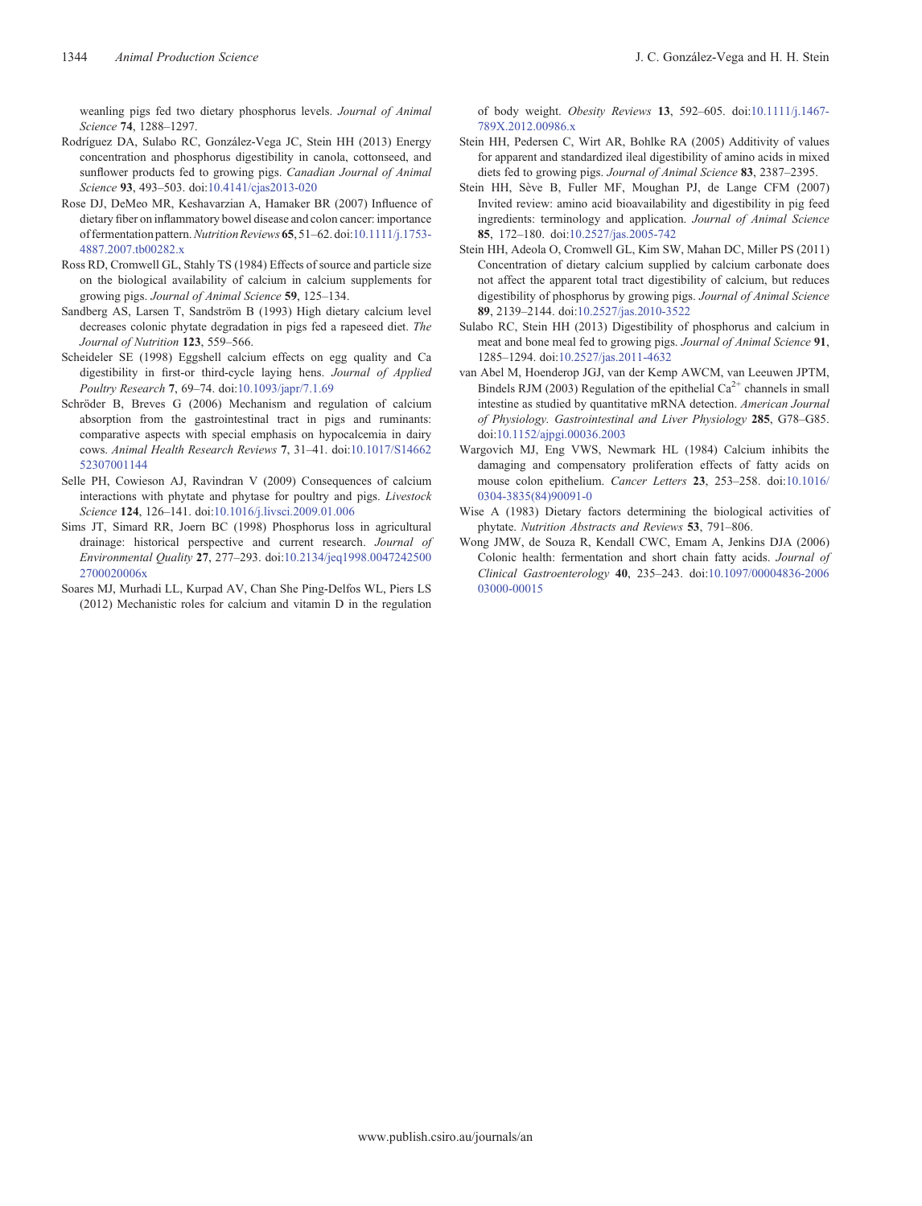weanling pigs fed two dietary phosphorus levels. *Journal of Animal Science* **74**, 1288–1297.

Rodríguez DA, Sulabo RC, González-Vega JC, Stein HH (2013) Energy concentration and phosphorus digestibility in canola, cottonseed, and sunflower products fed to growing pigs. *Canadian Journal of Animal Science* **93**, 493–503. doi:10.4141/cjas2013-020

Rose DJ, DeMeo MR, Keshavarzian A, Hamaker BR (2007) Influence of dietary fiber on inflammatory bowel disease and colon cancer: importance of fermentation pattern. *Nutrition Reviews* **65**, 51–62. doi:10.1111/j.1753-4887.2007.tb00282.x

Ross RD, Cromwell GL, Stahly TS (1984) Effects of source and particle size on the biological availability of calcium in calcium supplements for growing pigs. *Journal of Animal Science* **59**, 125–134.

Sandberg AS, Larsen T, Sandström B (1993) High dietary calcium level decreases colonic phytate degradation in pigs fed a rapeseed diet. *The Journal of Nutrition* **123**, 559–566.

Scheideler SE (1998) Eggshell calcium effects on egg quality and Ca digestibility in first-or third-cycle laying hens. *Journal of Applied Poultry Research* **7**, 69–74. doi:10.1093/japr/7.1.69

Schröder B, Breves G (2006) Mechanism and regulation of calcium absorption from the gastrointestinal tract in pigs and ruminants: comparative aspects with special emphasis on hypocalcemia in dairy cows. *Animal Health Research Reviews* **7**, 31–41. doi:10.1017/S1466252307001144

Selle PH, Cowieson AJ, Ravindran V (2009) Consequences of calcium interactions with phytate and phytase for poultry and pigs. *Livestock Science* **124**, 126–141. doi:10.1016/j.livsci.2009.01.006

Sims JT, Simard RR, Joern BC (1998) Phosphorus loss in agricultural drainage: historical perspective and current research. *Journal of Environmental Quality* **27**, 277–293. doi:10.2134/jeq1998.00472425002700020006x

Soares MJ, Murhadi LL, Kurpad AV, Chan She Ping-Delfos WL, Piers LS (2012) Mechanistic roles for calcium and vitamin D in the regulation of body weight. *Obesity Reviews* **13**, 592–605. doi:10.1111/j.1467-789X.2012.00986.x

Stein HH, Pedersen C, Wirt AR, Bohlke RA (2005) Additivity of values for apparent and standardized ileal digestibility of amino acids in mixed diets fed to growing pigs. *Journal of Animal Science* **83**, 2387–2395.

Stein HH, Sève B, Fuller MF, Moughan PJ, de Lange CFM (2007) Invited review: amino acid bioavailability and digestibility in pig feed ingredients: terminology and application. *Journal of Animal Science* **85**, 172–180. doi:10.2527/jas.2005-742

Stein HH, Adeola O, Cromwell GL, Kim SW, Mahan DC, Miller PS (2011) Concentration of dietary calcium supplied by calcium carbonate does not affect the apparent total tract digestibility of calcium, but reduces digestibility of phosphorus by growing pigs. *Journal of Animal Science* **89**, 2139–2144. doi:10.2527/jas.2010-3522

Sulabo RC, Stein HH (2013) Digestibility of phosphorus and calcium in meat and bone meal fed to growing pigs. *Journal of Animal Science* **91**, 1285–1294. doi:10.2527/jas.2011-4632

van Abel M, Hoenderop JGJ, van der Kemp AWCM, van Leeuwen JPTM, Bindels RJM (2003) Regulation of the epithelial $Ca^{2+}$ channels in small intestine as studied by quantitative mRNA detection. *American Journal of Physiology. Gastrointestinal and Liver Physiology* **285**, G78–G85. doi:10.1152/ajpgi.00036.2003

Wargovich MJ, Eng VWS, Newmark HL (1984) Calcium inhibits the damaging and compensatory proliferation effects of fatty acids on mouse colon epithelium. *Cancer Letters* **23**, 253–258. doi:10.1016/0304-3835(84)90091-0

Wise A (1983) Dietary factors determining the biological activities of phytate. *Nutrition Abstracts and Reviews* **53**, 791–806.

Wong JMW, de Souza R, Kendall CWC, Emam A, Jenkins DJA (2006) Colonic health: fermentation and short chain fatty acids. *Journal of Clinical Gastroenterology* **40**, 235–243. doi:10.1097/00004836-200603000-00015